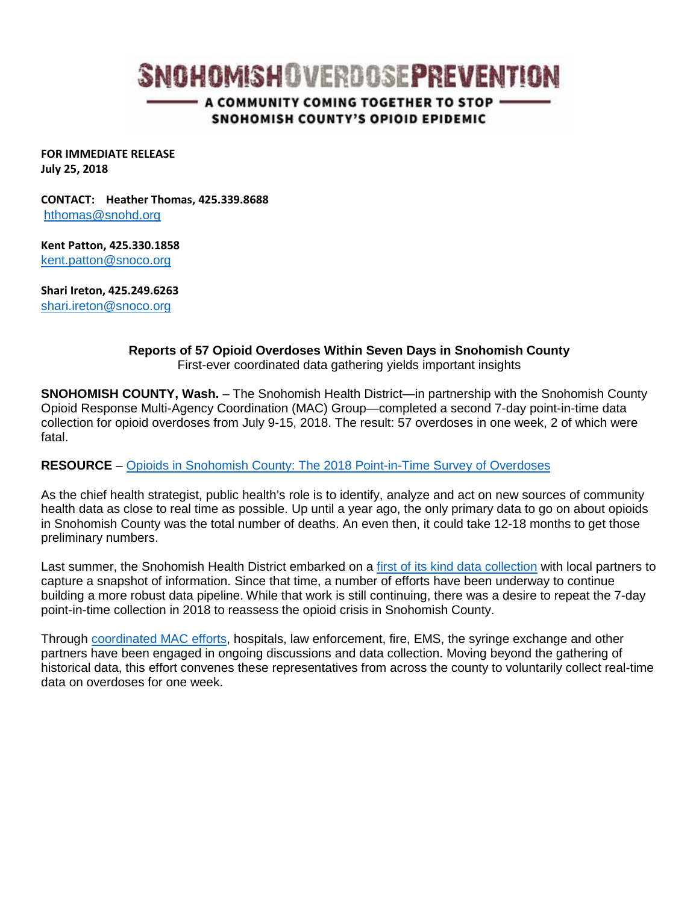# SNOHOMISH OVERDOSE PREVENTION

**A COMMUNITY COMING TOGETHER TO STOP SNOHOMISH COUNTY'S OPIOID EPIDEMIC**

**FOR IMMEDIATE RELEASE**
**July 25, 2018**

**CONTACT: Heather Thomas, 425.339.8688**
hthomas@snohd.org

**Kent Patton, 425.330.1858**
kent.patton@snoco.org

**Shari Ireton, 425.249.6263**
shari.ireton@snoco.org

## Reports of 57 Opioid Overdoses Within Seven Days in Snohomish County

First-ever coordinated data gathering yields important insights

**SNOHOMISH COUNTY, Wash.** – The Snohomish Health District—in partnership with the Snohomish County Opioid Response Multi-Agency Coordination (MAC) Group—completed a second 7-day point-in-time data collection for opioid overdoses from July 9-15, 2018. The result: 57 overdoses in one week, 2 of which were fatal.

**RESOURCE** – [Opioids in Snohomish County: The 2018 Point-in-Time Survey of Overdoses]

As the chief health strategist, public health's role is to identify, analyze and act on new sources of community health data as close to real time as possible. Up until a year ago, the only primary data to go on about opioids in Snohomish County was the total number of deaths. An even then, it could take 12-18 months to get those preliminary numbers.

Last summer, the Snohomish Health District embarked on a [first of its kind data collection] with local partners to capture a snapshot of information. Since that time, a number of efforts have been underway to continue building a more robust data pipeline. While that work is still continuing, there was a desire to repeat the 7-day point-in-time collection in 2018 to reassess the opioid crisis in Snohomish County.

Through [coordinated MAC efforts], hospitals, law enforcement, fire, EMS, the syringe exchange and other partners have been engaged in ongoing discussions and data collection. Moving beyond the gathering of historical data, this effort convenes these representatives from across the county to voluntarily collect real-time data on overdoses for one week.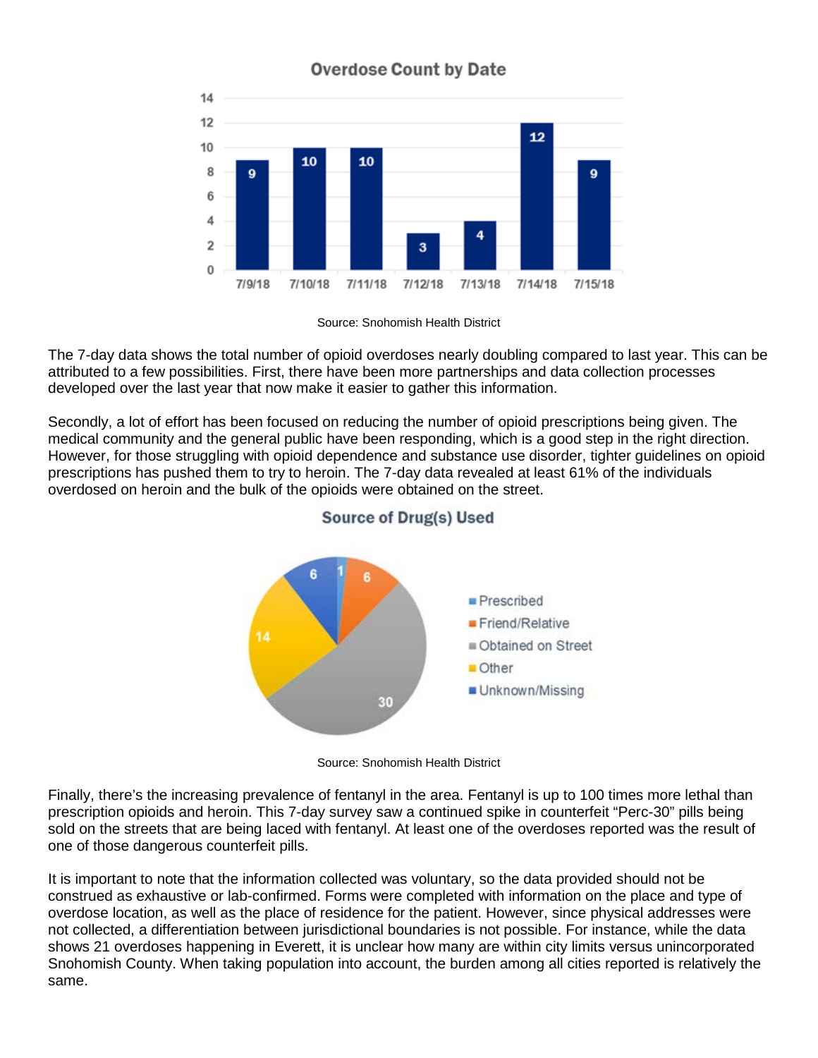**Overdose Count by Date**

| Date | Count |
|---|---|
| 7/9/18 | 9 |
| 7/10/18 | 10 |
| 7/11/18 | 10 |
| 7/12/18 | 3 |
| 7/13/18 | 4 |
| 7/14/18 | 12 |
| 7/15/18 | 9 |

Source: Snohomish Health District

The 7-day data shows the total number of opioid overdoses nearly doubling compared to last year. This can be attributed to a few possibilities. First, there have been more partnerships and data collection processes developed over the last year that now make it easier to gather this information.

Secondly, a lot of effort has been focused on reducing the number of opioid prescriptions being given. The medical community and the general public have been responding, which is a good step in the right direction. However, for those struggling with opioid dependence and substance use disorder, tighter guidelines on opioid prescriptions has pushed them to try to heroin. The 7-day data revealed at least 61% of the individuals overdosed on heroin and the bulk of the opioids were obtained on the street.

**Source of Drug(s) Used**

| Source | Count |
|---|---|
| Prescribed | 1 |
| Friend/Relative | 6 |
| Obtained on Street | 30 |
| Other | 14 |
| Unknown/Missing | 6 |

Source: Snohomish Health District

Finally, there's the increasing prevalence of fentanyl in the area. Fentanyl is up to 100 times more lethal than prescription opioids and heroin. This 7-day survey saw a continued spike in counterfeit "Perc-30" pills being sold on the streets that are being laced with fentanyl. At least one of the overdoses reported was the result of one of those dangerous counterfeit pills.

It is important to note that the information collected was voluntary, so the data provided should not be construed as exhaustive or lab-confirmed. Forms were completed with information on the place and type of overdose location, as well as the place of residence for the patient. However, since physical addresses were not collected, a differentiation between jurisdictional boundaries is not possible. For instance, while the data shows 21 overdoses happening in Everett, it is unclear how many are within city limits versus unincorporated Snohomish County. When taking population into account, the burden among all cities reported is relatively the same.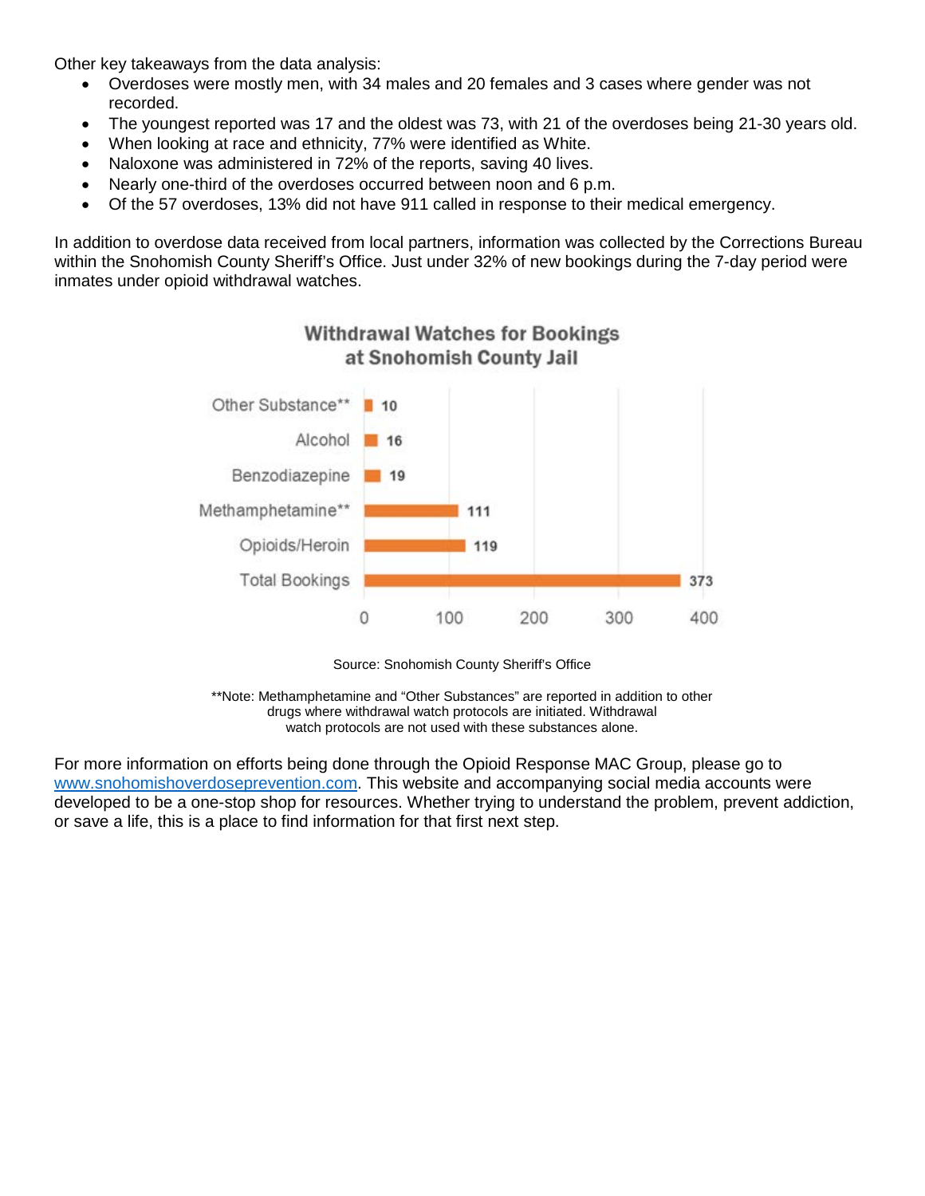Other key takeaways from the data analysis:

- Overdoses were mostly men, with 34 males and 20 females and 3 cases where gender was not recorded.
- The youngest reported was 17 and the oldest was 73, with 21 of the overdoses being 21-30 years old.
- When looking at race and ethnicity, 77% were identified as White.
- Naloxone was administered in 72% of the reports, saving 40 lives.
- Nearly one-third of the overdoses occurred between noon and 6 p.m.
- Of the 57 overdoses, 13% did not have 911 called in response to their medical emergency.

In addition to overdose data received from local partners, information was collected by the Corrections Bureau within the Snohomish County Sheriff's Office. Just under 32% of new bookings during the 7-day period were inmates under opioid withdrawal watches.

**Withdrawal Watches for Bookings at Snohomish County Jail**

Other Substance** 10
Alcohol 16
Benzodiazepine 19
Methamphetamine** 111
Opioids/Heroin 119
Total Bookings 373

0 100 200 300 400

Source: Snohomish County Sheriff's Office

**Note: Methamphetamine and "Other Substances" are reported in addition to other drugs where withdrawal watch protocols are initiated. Withdrawal watch protocols are not used with these substances alone.

For more information on efforts being done through the Opioid Response MAC Group, please go to [www.snohomishoverdoseprevention.com](http://www.snohomishoverdoseprevention.com). This website and accompanying social media accounts were developed to be a one-stop shop for resources. Whether trying to understand the problem, prevent addiction, or save a life, this is a place to find information for that first next step.